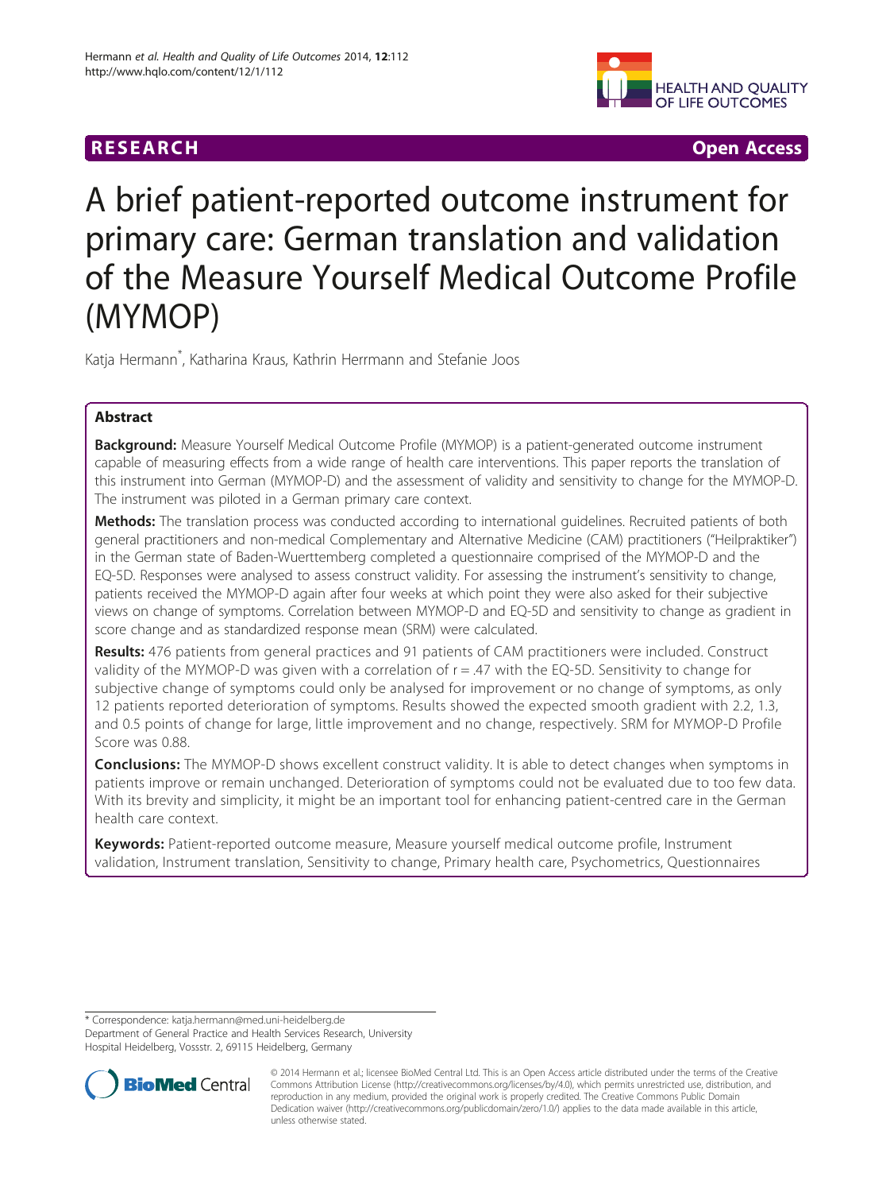RESEARCH Open Access

# A brief patient-reported outcome instrument for primary care: German translation and validation of the Measure Yourself Medical Outcome Profile (MYMOP)

Katja Hermann*, Katharina Kraus, Kathrin Herrmann and Stefanie Joos

## Abstract

**Background:** Measure Yourself Medical Outcome Profile (MYMOP) is a patient-generated outcome instrument capable of measuring effects from a wide range of health care interventions. This paper reports the translation of this instrument into German (MYMOP-D) and the assessment of validity and sensitivity to change for the MYMOP-D. The instrument was piloted in a German primary care context.

**Methods:** The translation process was conducted according to international guidelines. Recruited patients of both general practitioners and non-medical Complementary and Alternative Medicine (CAM) practitioners ("Heilpraktiker") in the German state of Baden-Wuerttemberg completed a questionnaire comprised of the MYMOP-D and the EQ-5D. Responses were analysed to assess construct validity. For assessing the instrument's sensitivity to change, patients received the MYMOP-D again after four weeks at which point they were also asked for their subjective views on change of symptoms. Correlation between MYMOP-D and EQ-5D and sensitivity to change as gradient in score change and as standardized response mean (SRM) were calculated.

**Results:** 476 patients from general practices and 91 patients of CAM practitioners were included. Construct validity of the MYMOP-D was given with a correlation of r = .47 with the EQ-5D. Sensitivity to change for subjective change of symptoms could only be analysed for improvement or no change of symptoms, as only 12 patients reported deterioration of symptoms. Results showed the expected smooth gradient with 2.2, 1.3, and 0.5 points of change for large, little improvement and no change, respectively. SRM for MYMOP-D Profile Score was 0.88.

**Conclusions:** The MYMOP-D shows excellent construct validity. It is able to detect changes when symptoms in patients improve or remain unchanged. Deterioration of symptoms could not be evaluated due to too few data. With its brevity and simplicity, it might be an important tool for enhancing patient-centred care in the German health care context.

**Keywords:** Patient-reported outcome measure, Measure yourself medical outcome profile, Instrument validation, Instrument translation, Sensitivity to change, Primary health care, Psychometrics, Questionnaires

---

* Correspondence: katja.hermann@med.uni-heidelberg.de
Department of General Practice and Health Services Research, University Hospital Heidelberg, Vossstr. 2, 69115 Heidelberg, Germany

© 2014 Hermann et al.; licensee BioMed Central Ltd. This is an Open Access article distributed under the terms of the Creative Commons Attribution License (http://creativecommons.org/licenses/by/4.0), which permits unrestricted use, distribution, and reproduction in any medium, provided the original work is properly credited. The Creative Commons Public Domain Dedication waiver (http://creativecommons.org/publicdomain/zero/1.0/) applies to the data made available in this article, unless otherwise stated.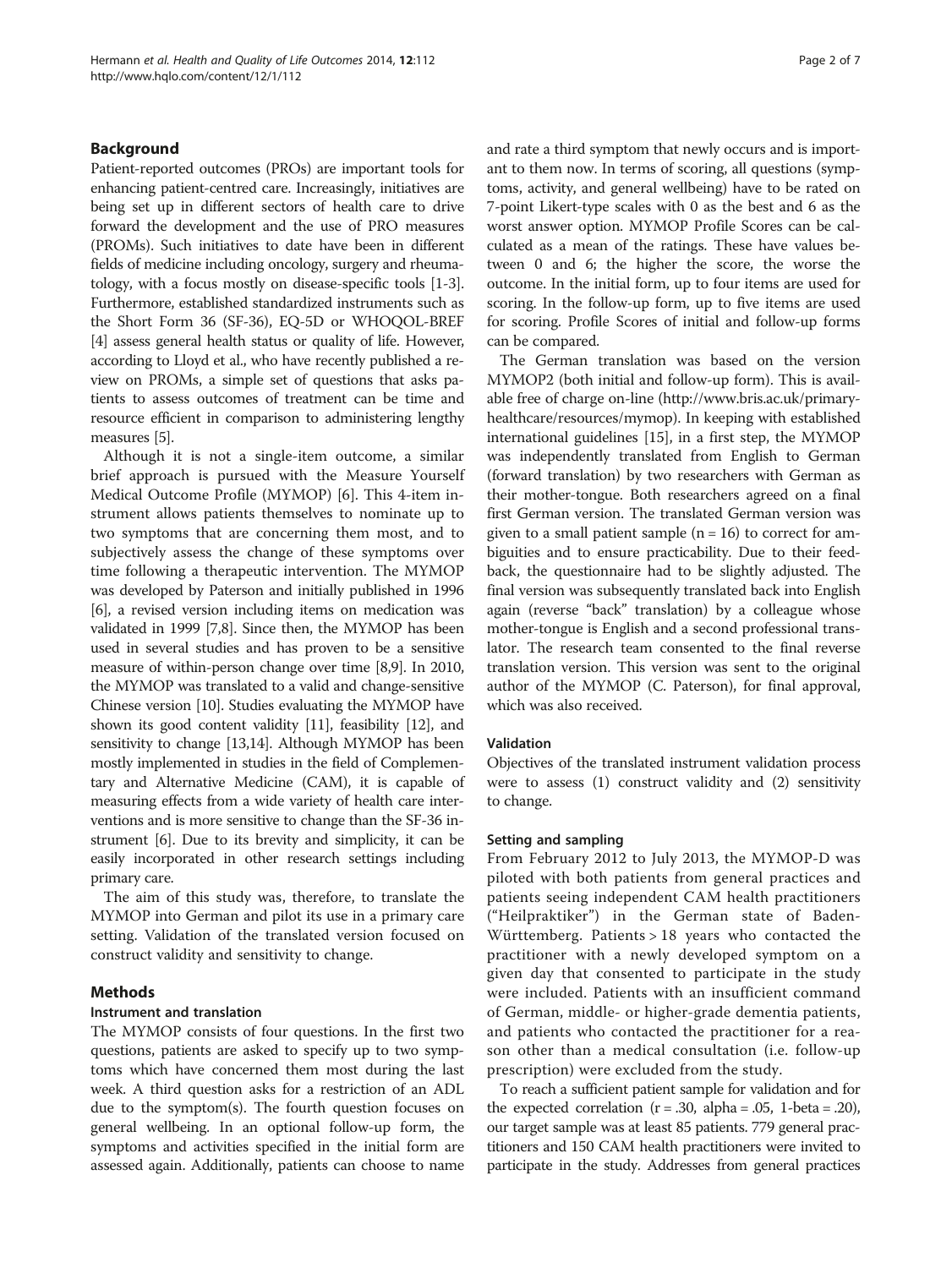## Background

Patient-reported outcomes (PROs) are important tools for enhancing patient-centred care. Increasingly, initiatives are being set up in different sectors of health care to drive forward the development and the use of PRO measures (PROMs). Such initiatives to date have been in different fields of medicine including oncology, surgery and rheumatology, with a focus mostly on disease-specific tools [1-3]. Furthermore, established standardized instruments such as the Short Form 36 (SF-36), EQ-5D or WHOQOL-BREF [4] assess general health status or quality of life. However, according to Lloyd et al., who have recently published a review on PROMs, a simple set of questions that asks patients to assess outcomes of treatment can be time and resource efficient in comparison to administering lengthy measures [5].

Although it is not a single-item outcome, a similar brief approach is pursued with the Measure Yourself Medical Outcome Profile (MYMOP) [6]. This 4-item instrument allows patients themselves to nominate up to two symptoms that are concerning them most, and to subjectively assess the change of these symptoms over time following a therapeutic intervention. The MYMOP was developed by Paterson and initially published in 1996 [6], a revised version including items on medication was validated in 1999 [7,8]. Since then, the MYMOP has been used in several studies and has proven to be a sensitive measure of within-person change over time [8,9]. In 2010, the MYMOP was translated to a valid and change-sensitive Chinese version [10]. Studies evaluating the MYMOP have shown its good content validity [11], feasibility [12], and sensitivity to change [13,14]. Although MYMOP has been mostly implemented in studies in the field of Complementary and Alternative Medicine (CAM), it is capable of measuring effects from a wide variety of health care interventions and is more sensitive to change than the SF-36 instrument [6]. Due to its brevity and simplicity, it can be easily incorporated in other research settings including primary care.

The aim of this study was, therefore, to translate the MYMOP into German and pilot its use in a primary care setting. Validation of the translated version focused on construct validity and sensitivity to change.

## Methods

### Instrument and translation

The MYMOP consists of four questions. In the first two questions, patients are asked to specify up to two symptoms which have concerned them most during the last week. A third question asks for a restriction of an ADL due to the symptom(s). The fourth question focuses on general wellbeing. In an optional follow-up form, the symptoms and activities specified in the initial form are assessed again. Additionally, patients can choose to name and rate a third symptom that newly occurs and is important to them now. In terms of scoring, all questions (symptoms, activity, and general wellbeing) have to be rated on 7-point Likert-type scales with 0 as the best and 6 as the worst answer option. MYMOP Profile Scores can be calculated as a mean of the ratings. These have values between 0 and 6; the higher the score, the worse the outcome. In the initial form, up to four items are used for scoring. In the follow-up form, up to five items are used for scoring. Profile Scores of initial and follow-up forms can be compared.

The German translation was based on the version MYMOP2 (both initial and follow-up form). This is available free of charge on-line (http://www.bris.ac.uk/primaryhealthcare/resources/mymop). In keeping with established international guidelines [15], in a first step, the MYMOP was independently translated from English to German (forward translation) by two researchers with German as their mother-tongue. Both researchers agreed on a final first German version. The translated German version was given to a small patient sample (n = 16) to correct for ambiguities and to ensure practicability. Due to their feedback, the questionnaire had to be slightly adjusted. The final version was subsequently translated back into English again (reverse "back" translation) by a colleague whose mother-tongue is English and a second professional translator. The research team consented to the final reverse translation version. This version was sent to the original author of the MYMOP (C. Paterson), for final approval, which was also received.

### Validation

Objectives of the translated instrument validation process were to assess (1) construct validity and (2) sensitivity to change.

### Setting and sampling

From February 2012 to July 2013, the MYMOP-D was piloted with both patients from general practices and patients seeing independent CAM health practitioners ("Heilpraktiker") in the German state of Baden-Württemberg. Patients > 18 years who contacted the practitioner with a newly developed symptom on a given day that consented to participate in the study were included. Patients with an insufficient command of German, middle- or higher-grade dementia patients, and patients who contacted the practitioner for a reason other than a medical consultation (i.e. follow-up prescription) were excluded from the study.

To reach a sufficient patient sample for validation and for the expected correlation ($r = .30$, $\alpha = .05$, $1-\beta = .20$), our target sample was at least 85 patients. 779 general practitioners and 150 CAM health practitioners were invited to participate in the study. Addresses from general practices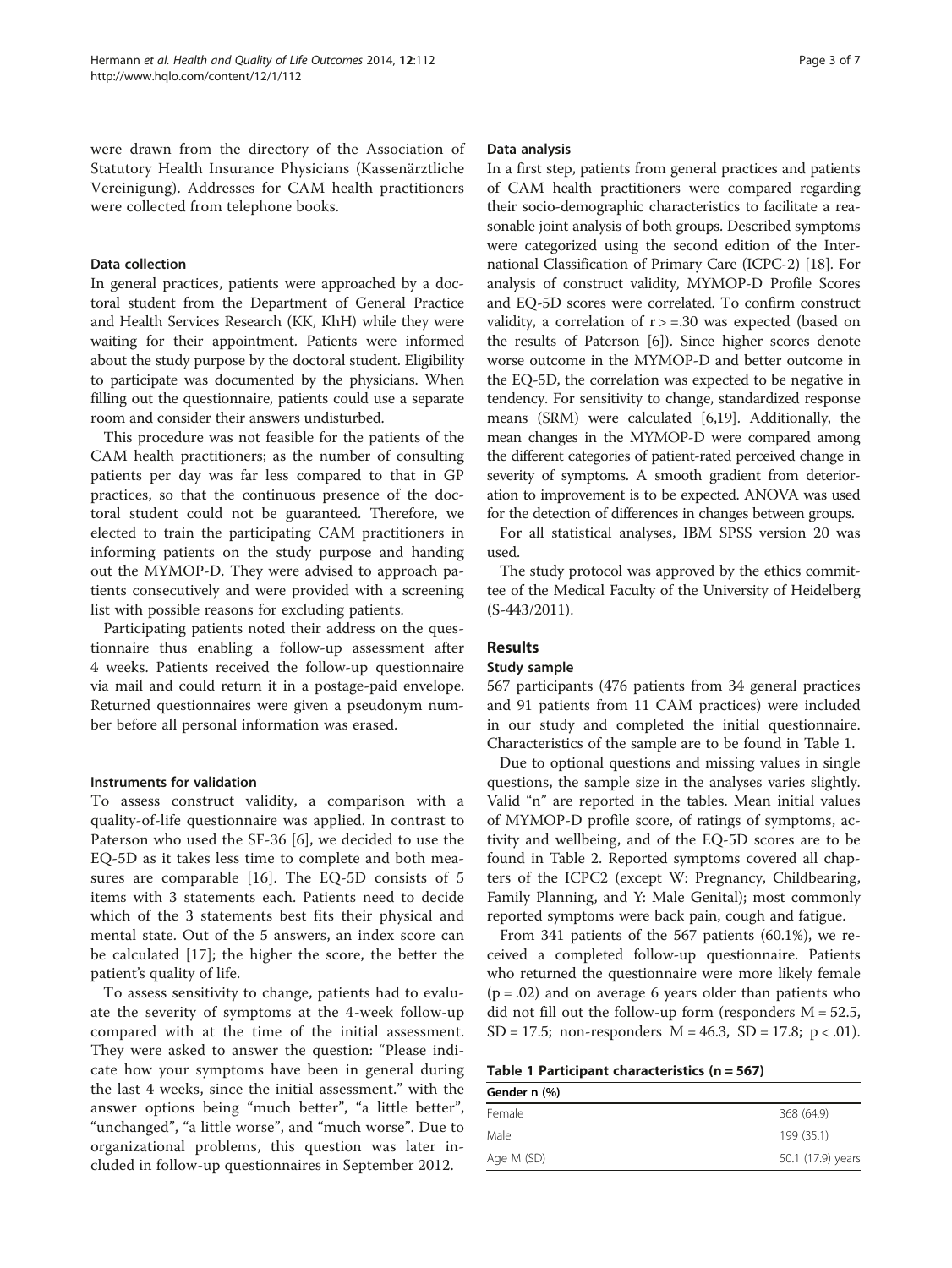were drawn from the directory of the Association of Statutory Health Insurance Physicians (Kassenärztliche Vereinigung). Addresses for CAM health practitioners were collected from telephone books.

### Data collection

In general practices, patients were approached by a doctoral student from the Department of General Practice and Health Services Research (KK, KhH) while they were waiting for their appointment. Patients were informed about the study purpose by the doctoral student. Eligibility to participate was documented by the physicians. When filling out the questionnaire, patients could use a separate room and consider their answers undisturbed.

This procedure was not feasible for the patients of the CAM health practitioners; as the number of consulting patients per day was far less compared to that in GP practices, so that the continuous presence of the doctoral student could not be guaranteed. Therefore, we elected to train the participating CAM practitioners in informing patients on the study purpose and handing out the MYMOP-D. They were advised to approach patients consecutively and were provided with a screening list with possible reasons for excluding patients.

Participating patients noted their address on the questionnaire thus enabling a follow-up assessment after 4 weeks. Patients received the follow-up questionnaire via mail and could return it in a postage-paid envelope. Returned questionnaires were given a pseudonym number before all personal information was erased.

### Instruments for validation

To assess construct validity, a comparison with a quality-of-life questionnaire was applied. In contrast to Paterson who used the SF-36 [6], we decided to use the EQ-5D as it takes less time to complete and both measures are comparable [16]. The EQ-5D consists of 5 items with 3 statements each. Patients need to decide which of the 3 statements best fits their physical and mental state. Out of the 5 answers, an index score can be calculated [17]; the higher the score, the better the patient's quality of life.

To assess sensitivity to change, patients had to evaluate the severity of symptoms at the 4-week follow-up compared with at the time of the initial assessment. They were asked to answer the question: "Please indicate how your symptoms have been in general during the last 4 weeks, since the initial assessment." with the answer options being "much better", "a little better", "unchanged", "a little worse", and "much worse". Due to organizational problems, this question was later included in follow-up questionnaires in September 2012.

### Data analysis

In a first step, patients from general practices and patients of CAM health practitioners were compared regarding their socio-demographic characteristics to facilitate a reasonable joint analysis of both groups. Described symptoms were categorized using the second edition of the International Classification of Primary Care (ICPC-2) [18]. For analysis of construct validity, MYMOP-D Profile Scores and EQ-5D scores were correlated. To confirm construct validity, a correlation of $r > =.30$ was expected (based on the results of Paterson [6]). Since higher scores denote worse outcome in the MYMOP-D and better outcome in the EQ-5D, the correlation was expected to be negative in tendency. For sensitivity to change, standardized response means (SRM) were calculated [6,19]. Additionally, the mean changes in the MYMOP-D were compared among the different categories of patient-rated perceived change in severity of symptoms. A smooth gradient from deterioration to improvement is to be expected. ANOVA was used for the detection of differences in changes between groups.

For all statistical analyses, IBM SPSS version 20 was used.

The study protocol was approved by the ethics committee of the Medical Faculty of the University of Heidelberg (S-443/2011).

## Results

### Study sample

567 participants (476 patients from 34 general practices and 91 patients from 11 CAM practices) were included in our study and completed the initial questionnaire. Characteristics of the sample are to be found in Table 1.

Due to optional questions and missing values in single questions, the sample size in the analyses varies slightly. Valid "n" are reported in the tables. Mean initial values of MYMOP-D profile score, of ratings of symptoms, activity and wellbeing, and of the EQ-5D scores are to be found in Table 2. Reported symptoms covered all chapters of the ICPC2 (except W: Pregnancy, Childbearing, Family Planning, and Y: Male Genital); most commonly reported symptoms were back pain, cough and fatigue.

From 341 patients of the 567 patients (60.1%), we received a completed follow-up questionnaire. Patients who returned the questionnaire were more likely female ($p = .02$) and on average 6 years older than patients who did not fill out the follow-up form (responders $M = 52.5$, $SD = 17.5$; non-responders $M = 46.3$, $SD = 17.8$; $p < .01$).

**Table 1 Participant characteristics (n = 567)**

| Gender n (%) | |
|---|---|
| Female | 368 (64.9) |
| Male | 199 (35.1) |
| Age M (SD) | 50.1 (17.9) years |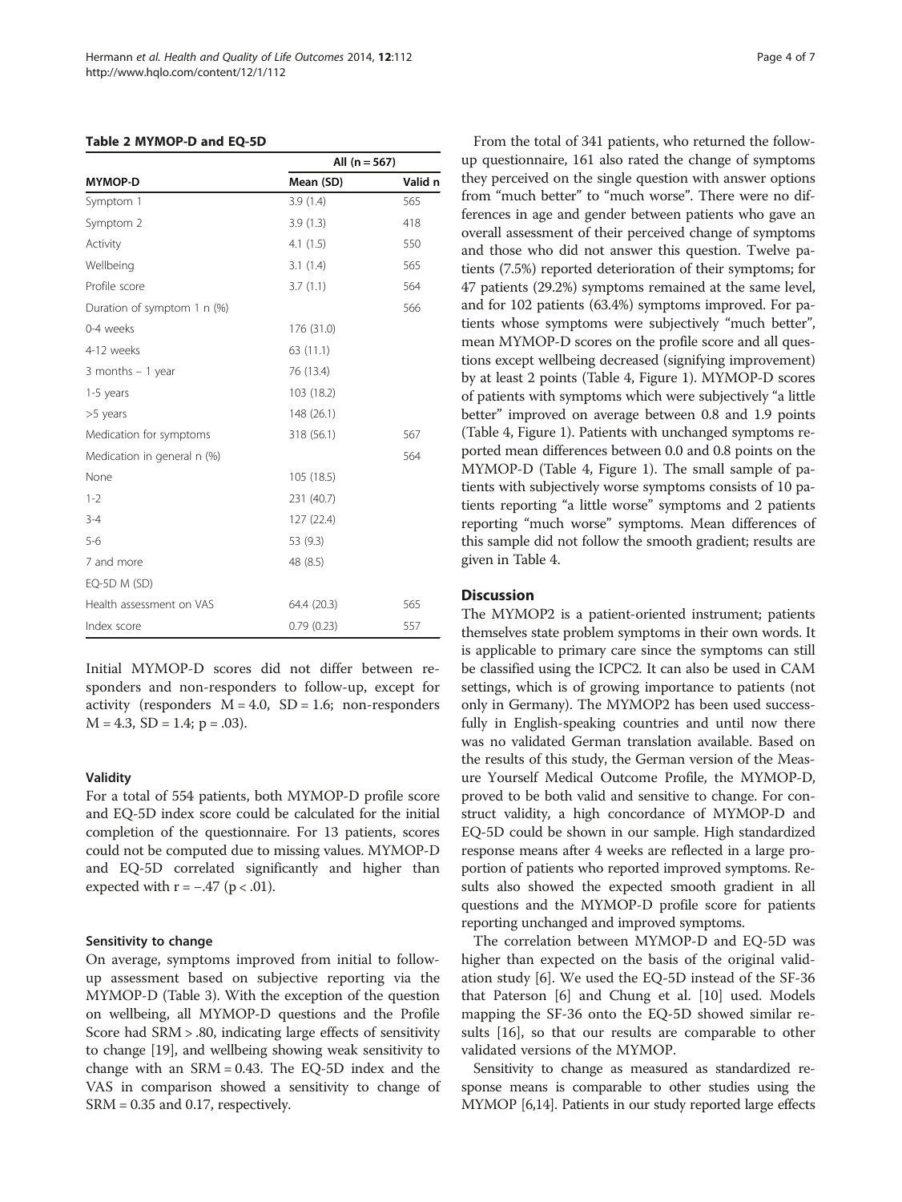**Table 2 MYMOP-D and EQ-5D**

| | All (n = 567) | |
|---|---|---|
| **MYMOP-D** | **Mean (SD)** | **Valid n** |
| Symptom 1 | 3.9 (1.4) | 565 |
| Symptom 2 | 3.9 (1.3) | 418 |
| Activity | 4.1 (1.5) | 550 |
| Wellbeing | 3.1 (1.4) | 565 |
| Profile score | 3.7 (1.1) | 564 |
| Duration of symptom 1 n (%) | | 566 |
| 0-4 weeks | 176 (31.0) | |
| 4-12 weeks | 63 (11.1) | |
| 3 months – 1 year | 76 (13.4) | |
| 1-5 years | 103 (18.2) | |
| >5 years | 148 (26.1) | |
| Medication for symptoms | 318 (56.1) | 567 |
| Medication in general n (%) | | 564 |
| None | 105 (18.5) | |
| 1-2 | 231 (40.7) | |
| 3-4 | 127 (22.4) | |
| 5-6 | 53 (9.3) | |
| 7 and more | 48 (8.5) | |
| EQ-5D M (SD) | | |
| Health assessment on VAS | 64.4 (20.3) | 565 |
| Index score | 0.79 (0.23) | 557 |

Initial MYMOP-D scores did not differ between responders and non-responders to follow-up, except for activity (responders $M = 4.0$, $SD = 1.6$; non-responders $M = 4.3$, $SD = 1.4$; $p = .03$).

### Validity

For a total of 554 patients, both MYMOP-D profile score and EQ-5D index score could be calculated for the initial completion of the questionnaire. For 13 patients, scores could not be computed due to missing values. MYMOP-D and EQ-5D correlated significantly and higher than expected with $r = -.47$ ($p < .01$).

### Sensitivity to change

On average, symptoms improved from initial to follow-up assessment based on subjective reporting via the MYMOP-D (Table 3). With the exception of the question on wellbeing, all MYMOP-D questions and the Profile Score had SRM > .80, indicating large effects of sensitivity to change [19], and wellbeing showing weak sensitivity to change with an SRM = 0.43. The EQ-5D index and the VAS in comparison showed a sensitivity to change of SRM = 0.35 and 0.17, respectively.

From the total of 341 patients, who returned the follow-up questionnaire, 161 also rated the change of symptoms they perceived on the single question with answer options from "much better" to "much worse". There were no differences in age and gender between patients who gave an overall assessment of their perceived change of symptoms and those who did not answer this question. Twelve patients (7.5%) reported deterioration of their symptoms; for 47 patients (29.2%) symptoms remained at the same level, and for 102 patients (63.4%) symptoms improved. For patients whose symptoms were subjectively "much better", mean MYMOP-D scores on the profile score and all questions except wellbeing decreased (signifying improvement) by at least 2 points (Table 4, Figure 1). MYMOP-D scores of patients with symptoms which were subjectively "a little better" improved on average between 0.8 and 1.9 points (Table 4, Figure 1). Patients with unchanged symptoms reported mean differences between 0.0 and 0.8 points on the MYMOP-D (Table 4, Figure 1). The small sample of patients with subjectively worse symptoms consists of 10 patients reporting "a little worse" symptoms and 2 patients reporting "much worse" symptoms. Mean differences of this sample did not follow the smooth gradient; results are given in Table 4.

## Discussion

The MYMOP2 is a patient-oriented instrument; patients themselves state problem symptoms in their own words. It is applicable to primary care since the symptoms can still be classified using the ICPC2. It can also be used in CAM settings, which is of growing importance to patients (not only in Germany). The MYMOP2 has been used successfully in English-speaking countries and until now there was no validated German translation available. Based on the results of this study, the German version of the Measure Yourself Medical Outcome Profile, the MYMOP-D, proved to be both valid and sensitive to change. For construct validity, a high concordance of MYMOP-D and EQ-5D could be shown in our sample. High standardized response means after 4 weeks are reflected in a large proportion of patients who reported improved symptoms. Results also showed the expected smooth gradient in all questions and the MYMOP-D profile score for patients reporting unchanged and improved symptoms.

The correlation between MYMOP-D and EQ-5D was higher than expected on the basis of the original validation study [6]. We used the EQ-5D instead of the SF-36 that Paterson [6] and Chung et al. [10] used. Models mapping the SF-36 onto the EQ-5D showed similar results [16], so that our results are comparable to other validated versions of the MYMOP.

Sensitivity to change as measured as standardized response means is comparable to other studies using the MYMOP [6,14]. Patients in our study reported large effects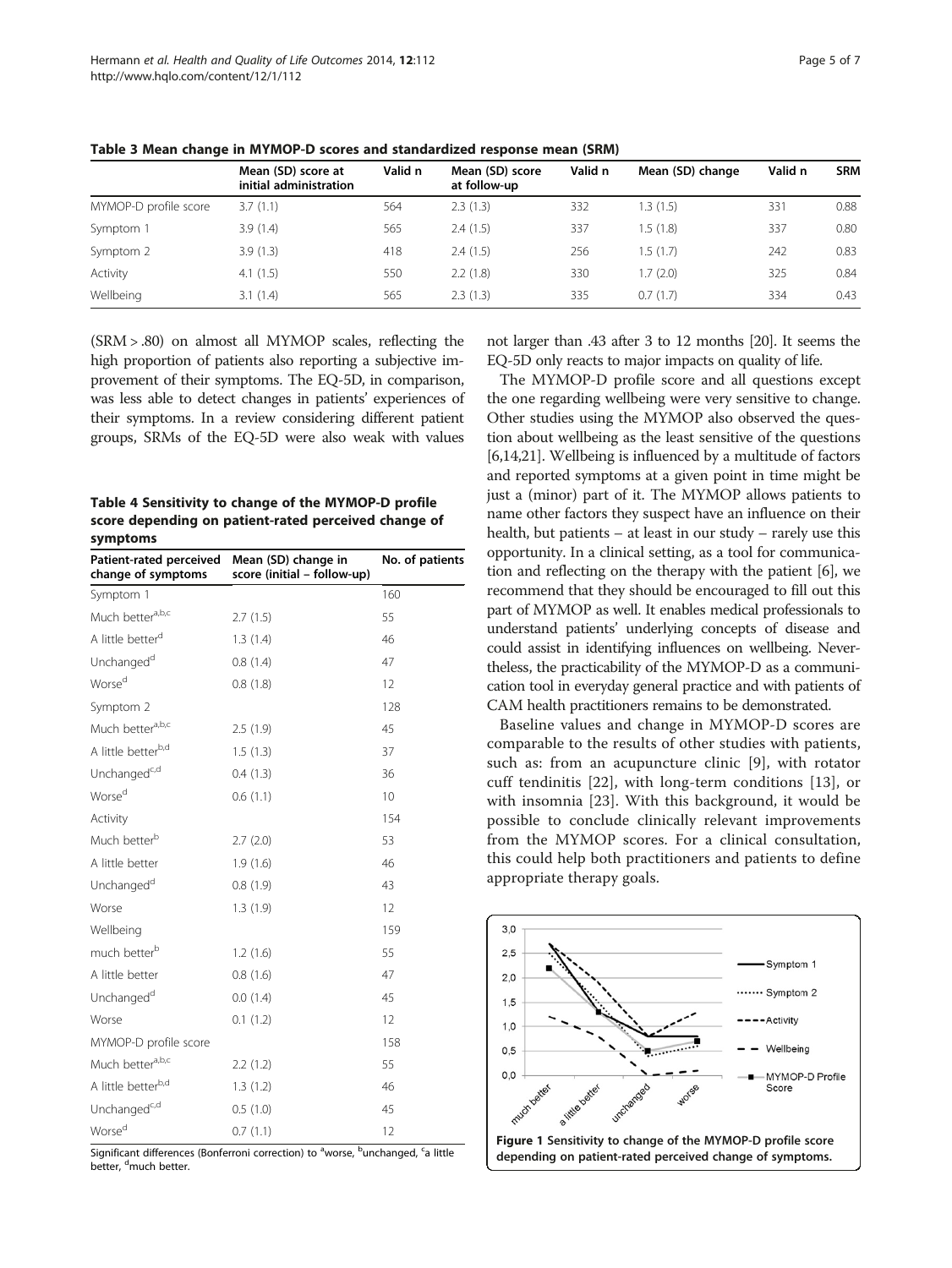**Table 3 Mean change in MYMOP-D scores and standardized response mean (SRM)**

| | Mean (SD) score at initial administration | Valid n | Mean (SD) score at follow-up | Valid n | Mean (SD) change | Valid n | SRM |
|---|---|---|---|---|---|---|---|
| MYMOP-D profile score | 3.7 (1.1) | 564 | 2.3 (1.3) | 332 | 1.3 (1.5) | 331 | 0.88 |
| Symptom 1 | 3.9 (1.4) | 565 | 2.4 (1.5) | 337 | 1.5 (1.8) | 337 | 0.80 |
| Symptom 2 | 3.9 (1.3) | 418 | 2.4 (1.5) | 256 | 1.5 (1.7) | 242 | 0.83 |
| Activity | 4.1 (1.5) | 550 | 2.2 (1.8) | 330 | 1.7 (2.0) | 325 | 0.84 |
| Wellbeing | 3.1 (1.4) | 565 | 2.3 (1.3) | 335 | 0.7 (1.7) | 334 | 0.43 |

(SRM > .80) on almost all MYMOP scales, reflecting the high proportion of patients also reporting a subjective improvement of their symptoms. The EQ-5D, in comparison, was less able to detect changes in patients' experiences of their symptoms. In a review considering different patient groups, SRMs of the EQ-5D were also weak with values not larger than .43 after 3 to 12 months [20]. It seems the EQ-5D only reacts to major impacts on quality of life.

**Table 4 Sensitivity to change of the MYMOP-D profile score depending on patient-rated perceived change of symptoms**

| Patient-rated perceived change of symptoms | Mean (SD) change in score (initial – follow-up) | No. of patients |
|---|---|---|
| Symptom 1 | | 160 |
| Much better[a,b,c] | 2.7 (1.5) | 55 |
| A little better[d] | 1.3 (1.4) | 46 |
| Unchanged[d] | 0.8 (1.4) | 47 |
| Worse[d] | 0.8 (1.8) | 12 |
| Symptom 2 | | 128 |
| Much better[a,b,c] | 2.5 (1.9) | 45 |
| A little better[b,d] | 1.5 (1.3) | 37 |
| Unchanged[c,d] | 0.4 (1.3) | 36 |
| Worse[d] | 0.6 (1.1) | 10 |
| Activity | | 154 |
| Much better[b] | 2.7 (2.0) | 53 |
| A little better | 1.9 (1.6) | 46 |
| Unchanged[d] | 0.8 (1.9) | 43 |
| Worse | 1.3 (1.9) | 12 |
| Wellbeing | | 159 |
| much better[b] | 1.2 (1.6) | 55 |
| A little better | 0.8 (1.6) | 47 |
| Unchanged[d] | 0.0 (1.4) | 45 |
| Worse | 0.1 (1.2) | 12 |
| MYMOP-D profile score | | 158 |
| Much better[a,b,c] | 2.2 (1.2) | 55 |
| A little better[b,d] | 1.3 (1.2) | 46 |
| Unchanged[c,d] | 0.5 (1.0) | 45 |
| Worse[d] | 0.7 (1.1) | 12 |

Significant differences (Bonferroni correction) to [a]worse, [b]unchanged, [c]a little better, [d]much better.

The MYMOP-D profile score and all questions except the one regarding wellbeing were very sensitive to change. Other studies using the MYMOP also observed the question about wellbeing as the least sensitive of the questions [6,14,21]. Wellbeing is influenced by a multitude of factors and reported symptoms at a given point in time might be just a (minor) part of it. The MYMOP allows patients to name other factors they suspect have an influence on their health, but patients – at least in our study – rarely use this opportunity. In a clinical setting, as a tool for communication and reflecting on the therapy with the patient [6], we recommend that they should be encouraged to fill out this part of MYMOP as well. It enables medical professionals to understand patients' underlying concepts of disease and could assist in identifying influences on wellbeing. Nevertheless, the practicability of the MYMOP-D as a communication tool in everyday general practice and with patients of CAM health practitioners remains to be demonstrated.

Baseline values and change in MYMOP-D scores are comparable to the results of other studies with patients, such as: from an acupuncture clinic [9], with rotator cuff tendinitis [22], with long-term conditions [13], or with insomnia [23]. With this background, it would be possible to conclude clinically relevant improvements from the MYMOP scores. For a clinical consultation, this could help both practitioners and patients to define appropriate therapy goals.

**Figure 1 Sensitivity to change of the MYMOP-D profile score depending on patient-rated perceived change of symptoms.**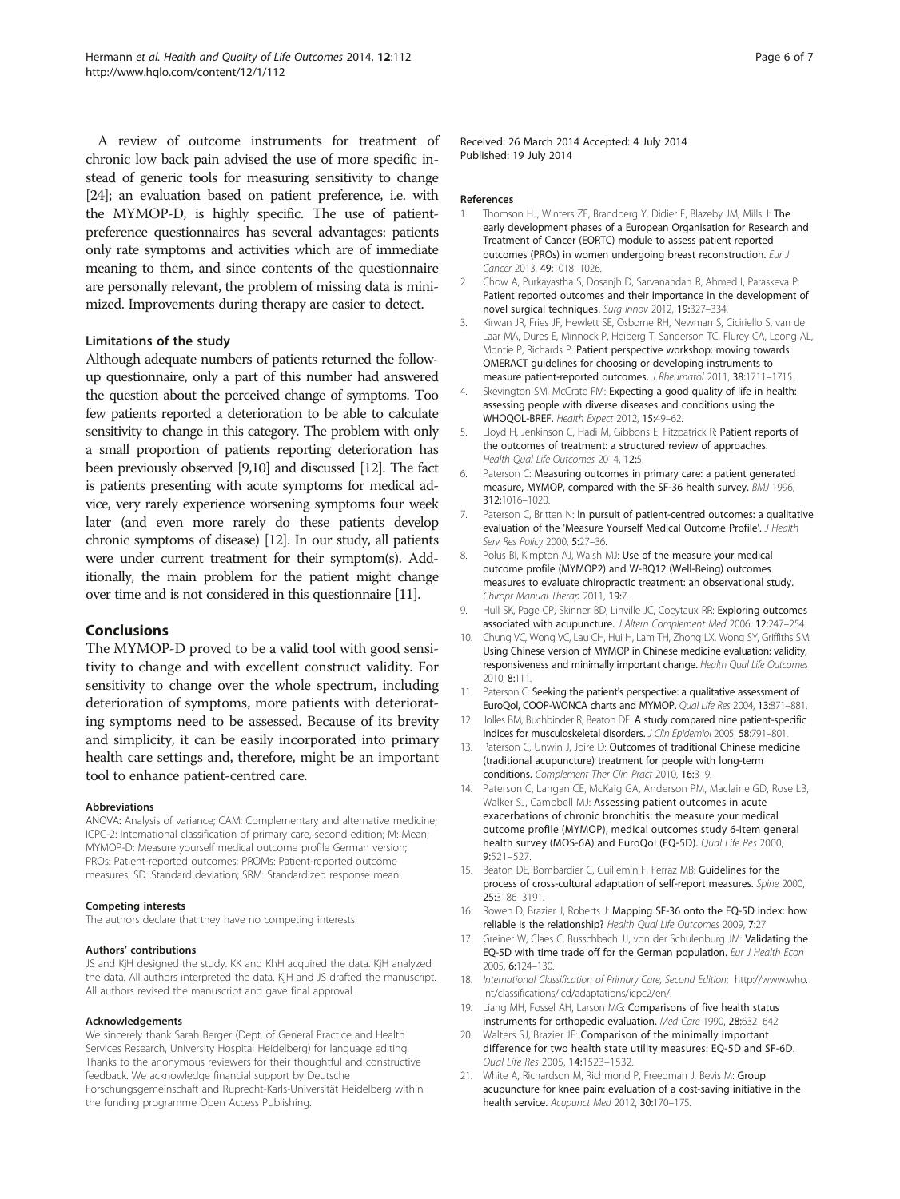A review of outcome instruments for treatment of chronic low back pain advised the use of more specific instead of generic tools for measuring sensitivity to change [24]; an evaluation based on patient preference, i.e. with the MYMOP-D, is highly specific. The use of patient-preference questionnaires has several advantages: patients only rate symptoms and activities which are of immediate meaning to them, and since contents of the questionnaire are personally relevant, the problem of missing data is minimized. Improvements during therapy are easier to detect.

### Limitations of the study

Although adequate numbers of patients returned the follow-up questionnaire, only a part of this number had answered the question about the perceived change of symptoms. Too few patients reported a deterioration to be able to calculate sensitivity to change in this category. The problem with only a small proportion of patients reporting deterioration has been previously observed [9,10] and discussed [12]. The fact is patients presenting with acute symptoms for medical advice, very rarely experience worsening symptoms four week later (and even more rarely do these patients develop chronic symptoms of disease) [12]. In our study, all patients were under current treatment for their symptom(s). Additionally, the main problem for the patient might change over time and is not considered in this questionnaire [11].

## Conclusions

The MYMOP-D proved to be a valid tool with good sensitivity to change and with excellent construct validity. For sensitivity to change over the whole spectrum, including deterioration of symptoms, more patients with deteriorating symptoms need to be assessed. Because of its brevity and simplicity, it can be easily incorporated into primary health care settings and, therefore, might be an important tool to enhance patient-centred care.

#### Abbreviations

ANOVA: Analysis of variance; CAM: Complementary and alternative medicine; ICPC-2: International classification of primary care, second edition; M: Mean; MYMOP-D: Measure yourself medical outcome profile German version; PROs: Patient-reported outcomes; PROMs: Patient-reported outcome measures; SD: Standard deviation; SRM: Standardized response mean.

#### Competing interests

The authors declare that they have no competing interests.

#### Authors' contributions

JS and KjH designed the study. KK and KhH acquired the data. KjH analyzed the data. All authors interpreted the data. KjH and JS drafted the manuscript. All authors revised the manuscript and gave final approval.

#### Acknowledgements

We sincerely thank Sarah Berger (Dept. of General Practice and Health Services Research, University Hospital Heidelberg) for language editing. Thanks to the anonymous reviewers for their thoughtful and constructive feedback. We acknowledge financial support by Deutsche Forschungsgemeinschaft and Ruprecht-Karls-Universität Heidelberg within the funding programme Open Access Publishing.

Received: 26 March 2014 Accepted: 4 July 2014
Published: 19 July 2014

#### References

1. Thomson HJ, Winters ZE, Brandberg Y, Didier F, Blazeby JM, Mills J: **The early development phases of a European Organisation for Research and Treatment of Cancer (EORTC) module to assess patient reported outcomes (PROs) in women undergoing breast reconstruction.** *Eur J Cancer* 2013, **49**:1018–1026.
2. Chow A, Purkayastha S, Dosanjh D, Sarvanandan R, Ahmed I, Paraskeva P: **Patient reported outcomes and their importance in the development of novel surgical techniques.** *Surg Innov* 2012, **19**:327–334.
3. Kirwan JR, Fries JF, Hewlett SE, Osborne RH, Newman S, Ciciriello S, van de Laar MA, Dures E, Minnock P, Heiberg T, Sanderson TC, Flurey CA, Leong AL, Montie P, Richards P: **Patient perspective workshop: moving towards OMERACT guidelines for choosing or developing instruments to measure patient-reported outcomes.** *J Rheumatol* 2011, **38**:1711–1715.
4. Skevington SM, McCrate FM: **Expecting a good quality of life in health: assessing people with diverse diseases and conditions using the WHOQOL-BREF.** *Health Expect* 2012, **15**:49–62.
5. Lloyd H, Jenkinson C, Hadi M, Gibbons E, Fitzpatrick R: **Patient reports of the outcomes of treatment: a structured review of approaches.** *Health Qual Life Outcomes* 2014, **12**:5.
6. Paterson C: **Measuring outcomes in primary care: a patient generated measure, MYMOP, compared with the SF-36 health survey.** *BMJ* 1996, **312**:1016–1020.
7. Paterson C, Britten N: **In pursuit of patient-centred outcomes: a qualitative evaluation of the 'Measure Yourself Medical Outcome Profile'.** *J Health Serv Res Policy* 2000, **5**:27–36.
8. Polus BI, Kimpton AJ, Walsh MJ: **Use of the measure your medical outcome profile (MYMOP2) and W-BQ12 (Well-Being) outcomes measures to evaluate chiropractic treatment: an observational study.** *Chiropr Manual Therap* 2011, **19**:7.
9. Hull SK, Page CP, Skinner BD, Linville JC, Coeytaux RR: **Exploring outcomes associated with acupuncture.** *J Altern Complement Med* 2006, **12**:247–254.
10. Chung VC, Wong VC, Lau CH, Hui H, Lam TH, Zhong LX, Wong SY, Griffiths SM: **Using Chinese version of MYMOP in Chinese medicine evaluation: validity, responsiveness and minimally important change.** *Health Qual Life Outcomes* 2010, **8**:111.
11. Paterson C: **Seeking the patient's perspective: a qualitative assessment of EuroQol, COOP-WONCA charts and MYMOP.** *Qual Life Res* 2004, **13**:871–881.
12. Jolles BM, Buchbinder R, Beaton DE: **A study compared nine patient-specific indices for musculoskeletal disorders.** *J Clin Epidemiol* 2005, **58**:791–801.
13. Paterson C, Unwin J, Joire D: **Outcomes of traditional Chinese medicine (traditional acupuncture) treatment for people with long-term conditions.** *Complement Ther Clin Pract* 2010, **16**:3–9.
14. Paterson C, Langan CE, McKaig GA, Anderson PM, Maclaine GD, Rose LB, Walker SJ, Campbell MJ: **Assessing patient outcomes in acute exacerbations of chronic bronchitis: the measure your medical outcome profile (MYMOP), medical outcomes study 6-item general health survey (MOS-6A) and EuroQol (EQ-5D).** *Qual Life Res* 2000, **9**:521–527.
15. Beaton DE, Bombardier C, Guillemin F, Ferraz MB: **Guidelines for the process of cross-cultural adaptation of self-report measures.** *Spine* 2000, **25**:3186–3191.
16. Rowen D, Brazier J, Roberts J: **Mapping SF-36 onto the EQ-5D index: how reliable is the relationship?** *Health Qual Life Outcomes* 2009, **7**:27.
17. Greiner W, Claes C, Busschbach JJ, von der Schulenburg JM: **Validating the EQ-5D with time trade off for the German population.** *Eur J Health Econ* 2005, **6**:124–130.
18. *International Classification of Primary Care, Second Edition*; http://www.who.int/classifications/icd/adaptations/icpc2/en/.
19. Liang MH, Fossel AH, Larson MG: **Comparisons of five health status instruments for orthopedic evaluation.** *Med Care* 1990, **28**:632–642.
20. Walters SJ, Brazier JE: **Comparison of the minimally important difference for two health state utility measures: EQ-5D and SF-6D.** *Qual Life Res* 2005, **14**:1523–1532.
21. White A, Richardson M, Richmond P, Freedman J, Bevis M: **Group acupuncture for knee pain: evaluation of a cost-saving initiative in the health service.** *Acupunct Med* 2012, **30**:170–175.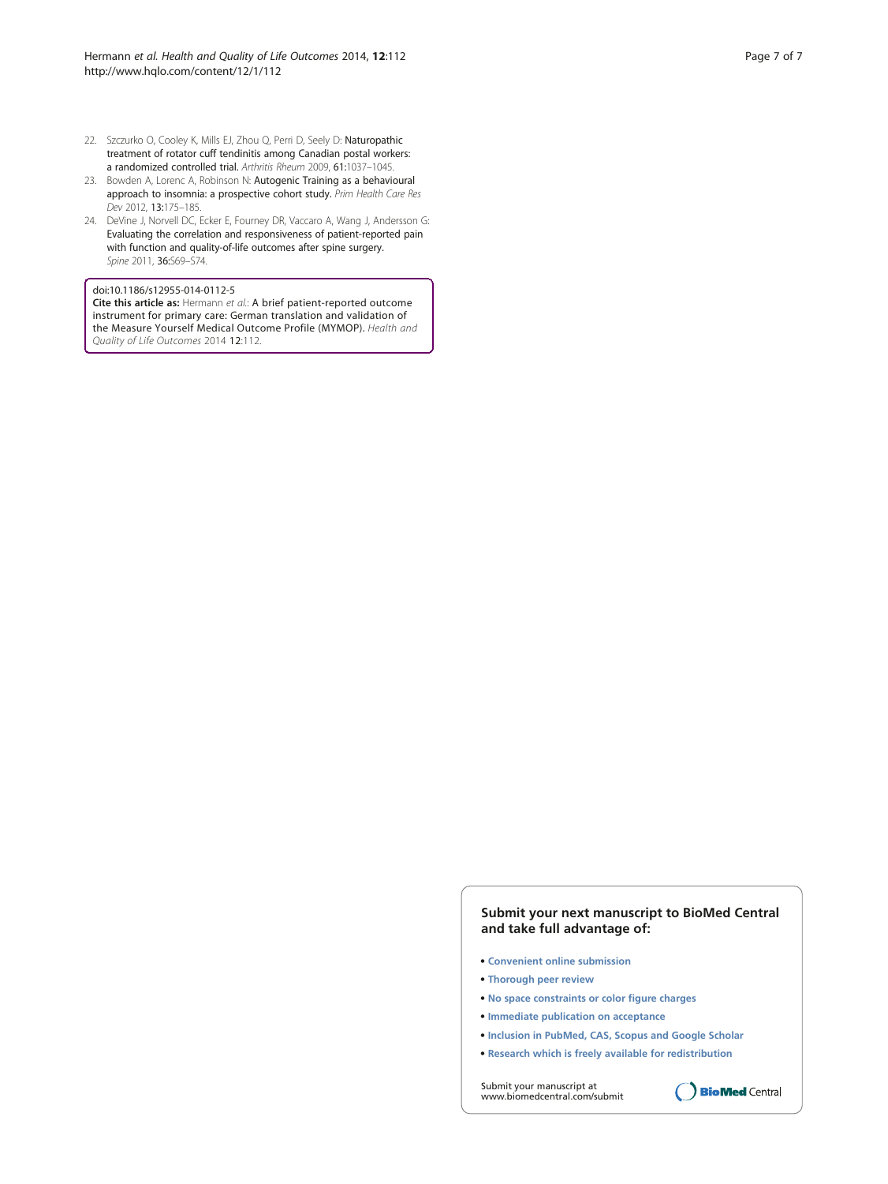22. Szczurko O, Cooley K, Mills EJ, Zhou Q, Perri D, Seely D: **Naturopathic treatment of rotator cuff tendinitis among Canadian postal workers: a randomized controlled trial.** *Arthritis Rheum* 2009, **61:**1037–1045.
23. Bowden A, Lorenc A, Robinson N: **Autogenic Training as a behavioural approach to insomnia: a prospective cohort study.** *Prim Health Care Res Dev* 2012, **13:**175–185.
24. DeVine J, Norvell DC, Ecker E, Fourney DR, Vaccaro A, Wang J, Andersson G: **Evaluating the correlation and responsiveness of patient-reported pain with function and quality-of-life outcomes after spine surgery.** *Spine* 2011, **36:**S69–S74.

doi:10.1186/s12955-014-0112-5

**Cite this article as:** Hermann *et al.*: A brief patient-reported outcome instrument for primary care: German translation and validation of the Measure Yourself Medical Outcome Profile (MYMOP). *Health and Quality of Life Outcomes* 2014 **12**:112.

**Submit your next manuscript to BioMed Central and take full advantage of:**

- **Convenient online submission**
- **Thorough peer review**
- **No space constraints or color figure charges**
- **Immediate publication on acceptance**
- **Inclusion in PubMed, CAS, Scopus and Google Scholar**
- **Research which is freely available for redistribution**

Submit your manuscript at
www.biomedcentral.com/submit

BioMed Central